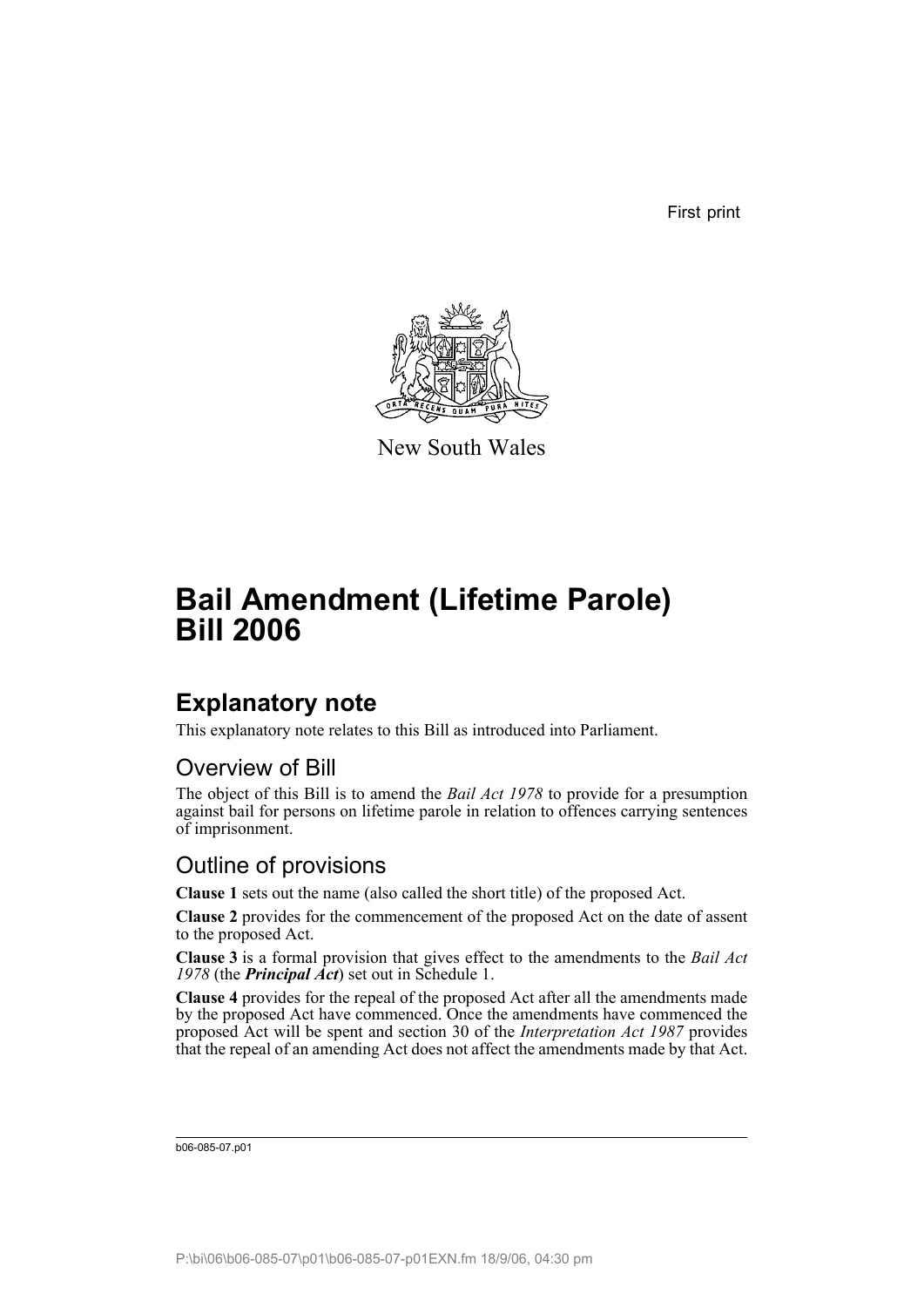First print

New South Wales

# Bail Amendment (Lifetime Parole) Bill 2006

## Explanatory note

This explanatory note relates to this Bill as introduced into Parliament.

### Overview of Bill

The object of this Bill is to amend the *Bail Act 1978* to provide for a presumption against bail for persons on lifetime parole in relation to offences carrying sentences of imprisonment.

### Outline of provisions

**Clause 1** sets out the name (also called the short title) of the proposed Act.

**Clause 2** provides for the commencement of the proposed Act on the date of assent to the proposed Act.

**Clause 3** is a formal provision that gives effect to the amendments to the *Bail Act 1978* (the ***Principal Act***) set out in Schedule 1.

**Clause 4** provides for the repeal of the proposed Act after all the amendments made by the proposed Act have commenced. Once the amendments have commenced the proposed Act will be spent and section 30 of the *Interpretation Act 1987* provides that the repeal of an amending Act does not affect the amendments made by that Act.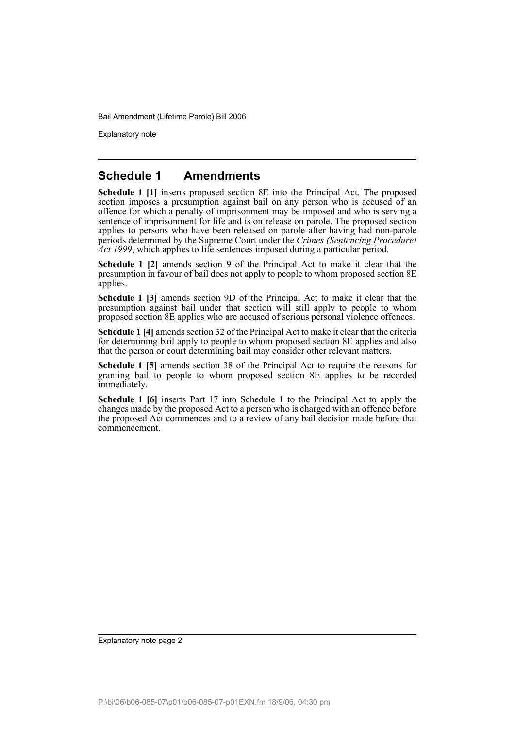## Schedule 1 Amendments

**Schedule 1 [1]** inserts proposed section 8E into the Principal Act. The proposed section imposes a presumption against bail on any person who is accused of an offence for which a penalty of imprisonment may be imposed and who is serving a sentence of imprisonment for life and is on release on parole. The proposed section applies to persons who have been released on parole after having had non-parole periods determined by the Supreme Court under the *Crimes (Sentencing Procedure) Act 1999*, which applies to life sentences imposed during a particular period.

**Schedule 1 [2]** amends section 9 of the Principal Act to make it clear that the presumption in favour of bail does not apply to people to whom proposed section 8E applies.

**Schedule 1 [3]** amends section 9D of the Principal Act to make it clear that the presumption against bail under that section will still apply to people to whom proposed section 8E applies who are accused of serious personal violence offences.

**Schedule 1 [4]** amends section 32 of the Principal Act to make it clear that the criteria for determining bail apply to people to whom proposed section 8E applies and also that the person or court determining bail may consider other relevant matters.

**Schedule 1 [5]** amends section 38 of the Principal Act to require the reasons for granting bail to people to whom proposed section 8E applies to be recorded immediately.

**Schedule 1 [6]** inserts Part 17 into Schedule 1 to the Principal Act to apply the changes made by the proposed Act to a person who is charged with an offence before the proposed Act commences and to a review of any bail decision made before that commencement.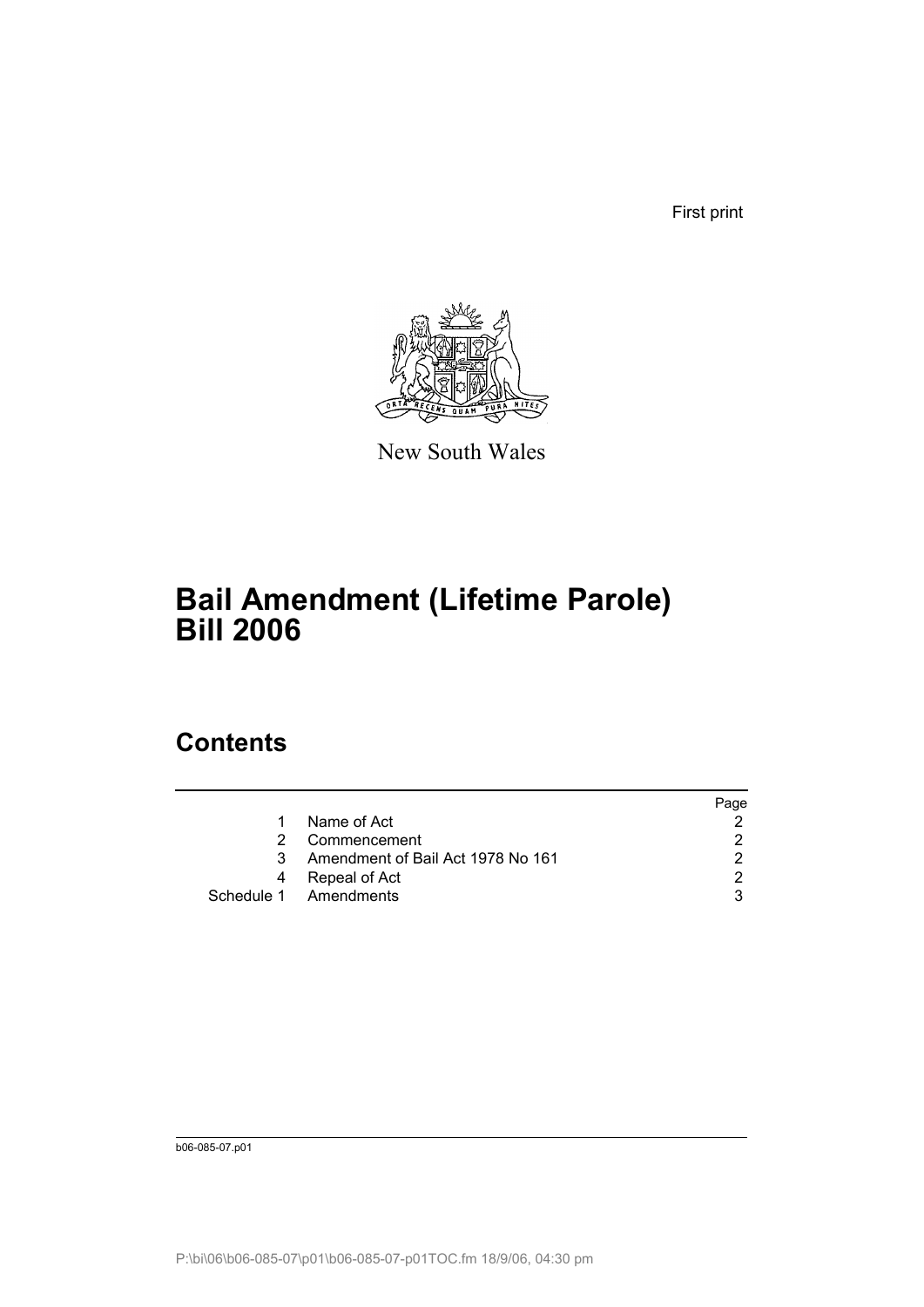First print

New South Wales

# Bail Amendment (Lifetime Parole) Bill 2006

## Contents

| | | Page |
|---|---|---|
| 1 | Name of Act | 2 |
| 2 | Commencement | 2 |
| 3 | Amendment of Bail Act 1978 No 161 | 2 |
| 4 | Repeal of Act | 2 |
| Schedule 1 | Amendments | 3 |

b06-085-07.p01

P:\bi\06\b06-085-07\p01\b06-085-07-p01TOC.fm 18/9/06, 04:30 pm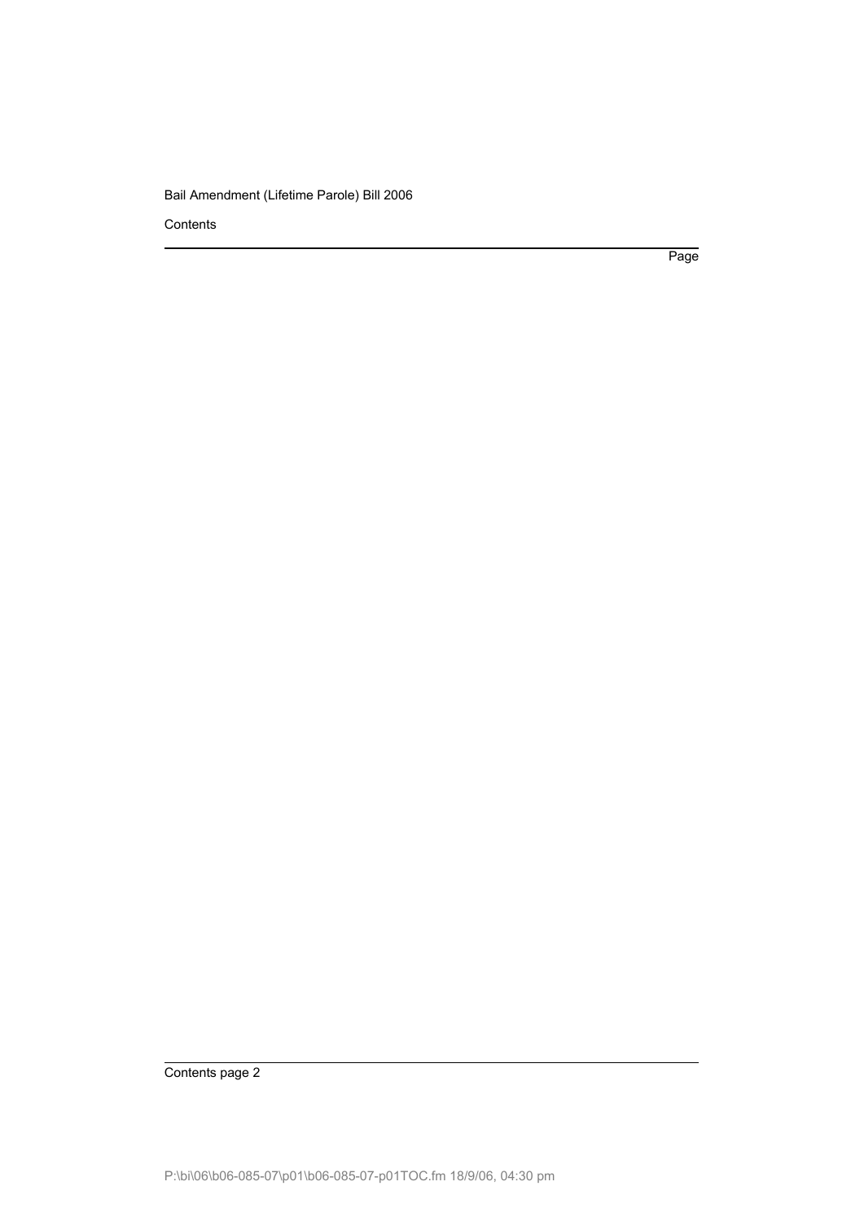Contents

Page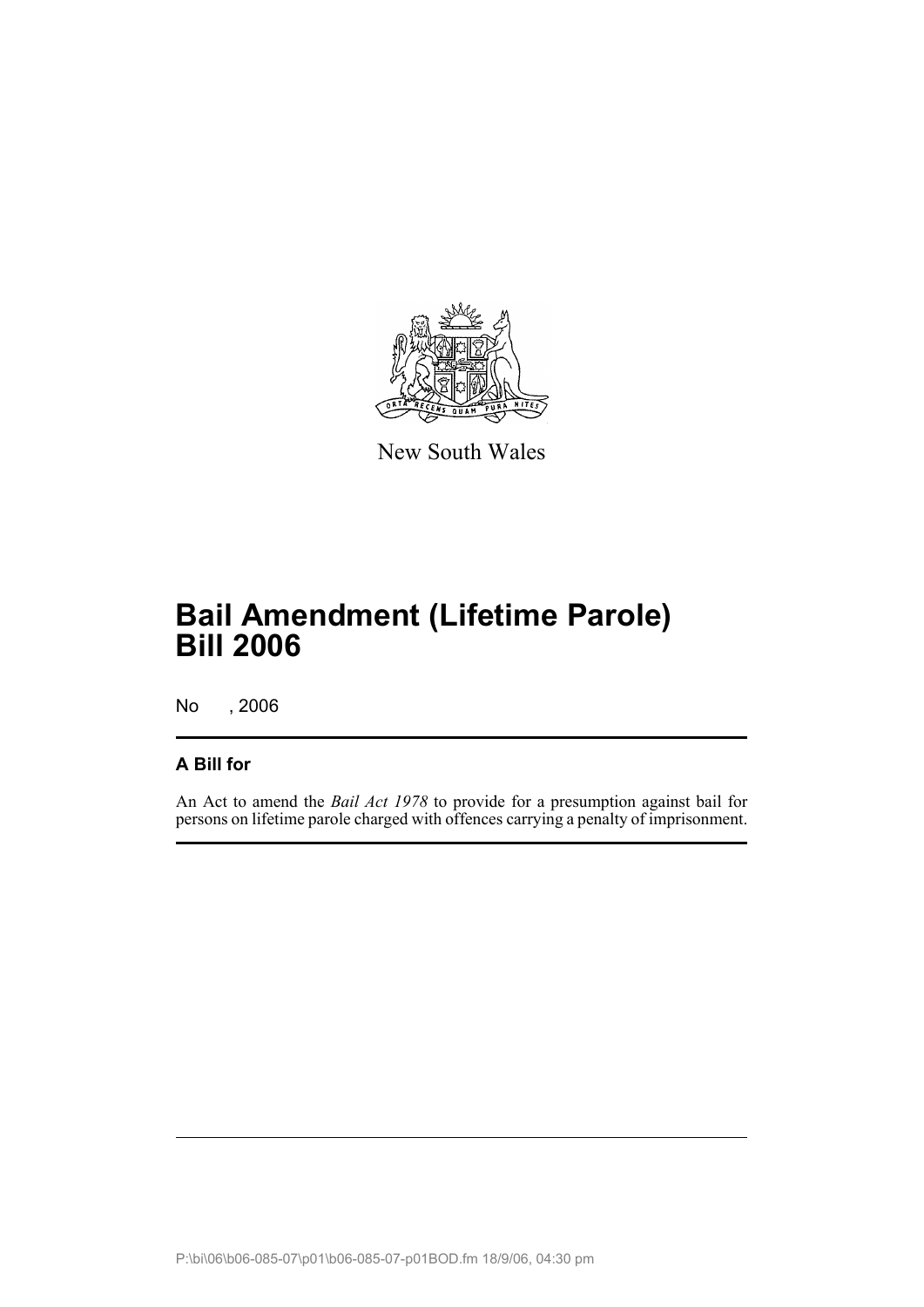New South Wales

# Bail Amendment (Lifetime Parole) Bill 2006

No , 2006

## A Bill for

An Act to amend the *Bail Act 1978* to provide for a presumption against bail for persons on lifetime parole charged with offences carrying a penalty of imprisonment.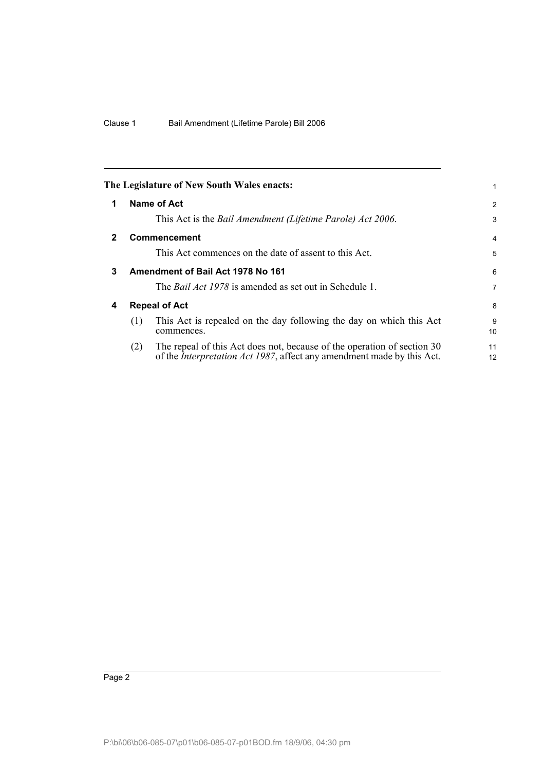**The Legislature of New South Wales enacts:**

## 1 Name of Act

This Act is the *Bail Amendment (Lifetime Parole) Act 2006*.

## 2 Commencement

This Act commences on the date of assent to this Act.

## 3 Amendment of Bail Act 1978 No 161

The *Bail Act 1978* is amended as set out in Schedule 1.

## 4 Repeal of Act

(1) This Act is repealed on the day following the day on which this Act commences.

(2) The repeal of this Act does not, because of the operation of section 30 of the *Interpretation Act 1987*, affect any amendment made by this Act.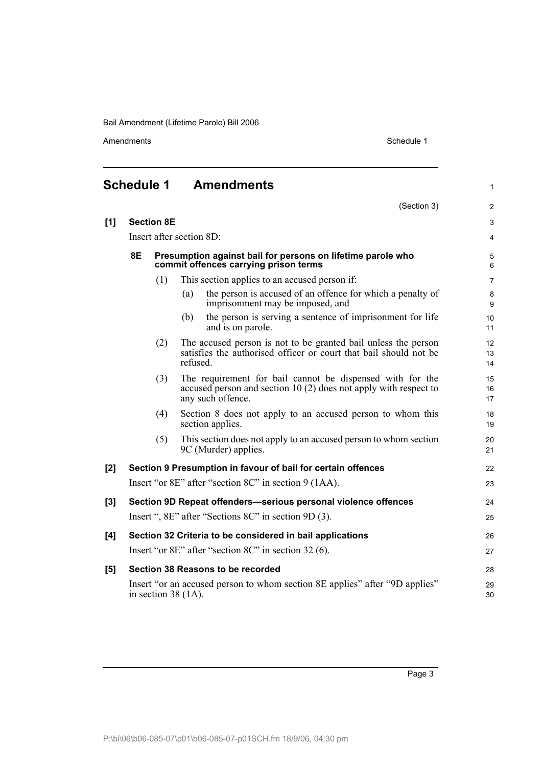# Schedule 1 Amendments

(Section 3)

**[1] Section 8E**

Insert after section 8D:

**8E Presumption against bail for persons on lifetime parole who commit offences carrying prison terms**

(1) This section applies to an accused person if:

(a) the person is accused of an offence for which a penalty of imprisonment may be imposed, and

(b) the person is serving a sentence of imprisonment for life and is on parole.

(2) The accused person is not to be granted bail unless the person satisfies the authorised officer or court that bail should not be refused.

(3) The requirement for bail cannot be dispensed with for the accused person and section 10 (2) does not apply with respect to any such offence.

(4) Section 8 does not apply to an accused person to whom this section applies.

(5) This section does not apply to an accused person to whom section 9C (Murder) applies.

**[2] Section 9 Presumption in favour of bail for certain offences**

Insert "or 8E" after "section 8C" in section 9 (1AA).

**[3] Section 9D Repeat offenders—serious personal violence offences**

Insert ", 8E" after "Sections 8C" in section 9D (3).

**[4] Section 32 Criteria to be considered in bail applications**

Insert "or 8E" after "section 8C" in section 32 (6).

**[5] Section 38 Reasons to be recorded**

Insert "or an accused person to whom section 8E applies" after "9D applies" in section 38 (1A).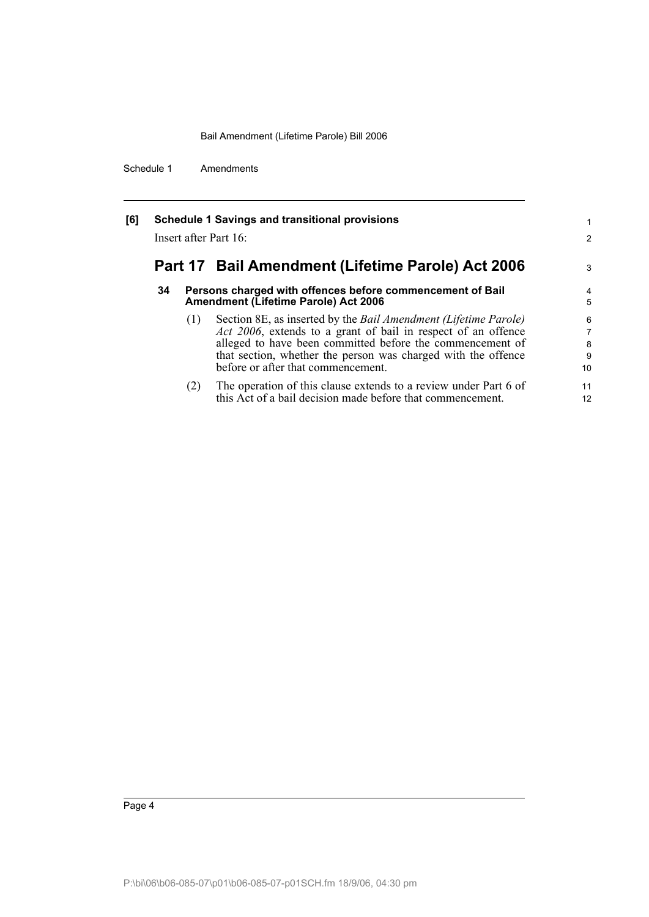**[6] Schedule 1 Savings and transitional provisions**

Insert after Part 16:

# Part 17 Bail Amendment (Lifetime Parole) Act 2006

**34 Persons charged with offences before commencement of Bail Amendment (Lifetime Parole) Act 2006**

(1) Section 8E, as inserted by the *Bail Amendment (Lifetime Parole) Act 2006*, extends to a grant of bail in respect of an offence alleged to have been committed before the commencement of that section, whether the person was charged with the offence before or after that commencement.

(2) The operation of this clause extends to a review under Part 6 of this Act of a bail decision made before that commencement.